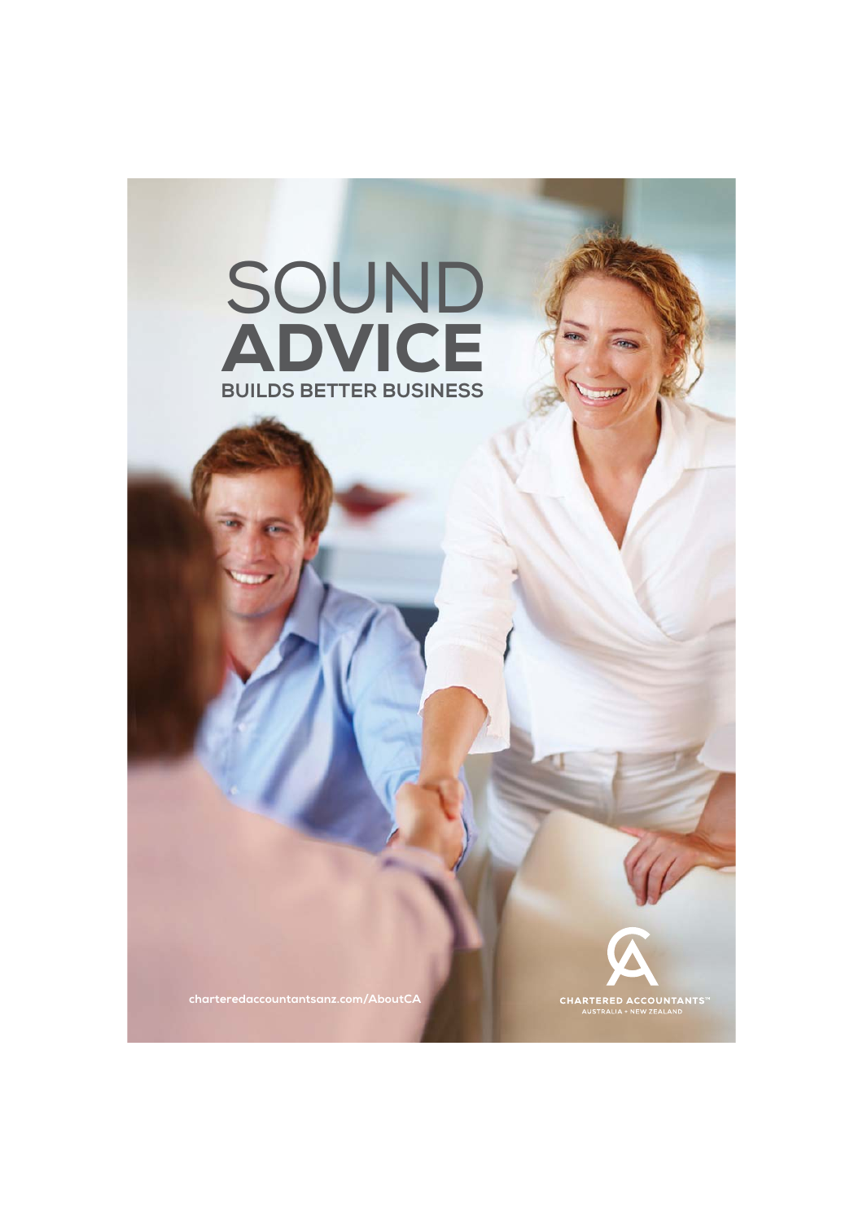# SOUND ADVICE

## BUILDS BETTER BUSINESS

charteredaccountantsanz.com/AboutCA

CHARTERED ACCOUNTANTS™
AUSTRALIA + NEW ZEALAND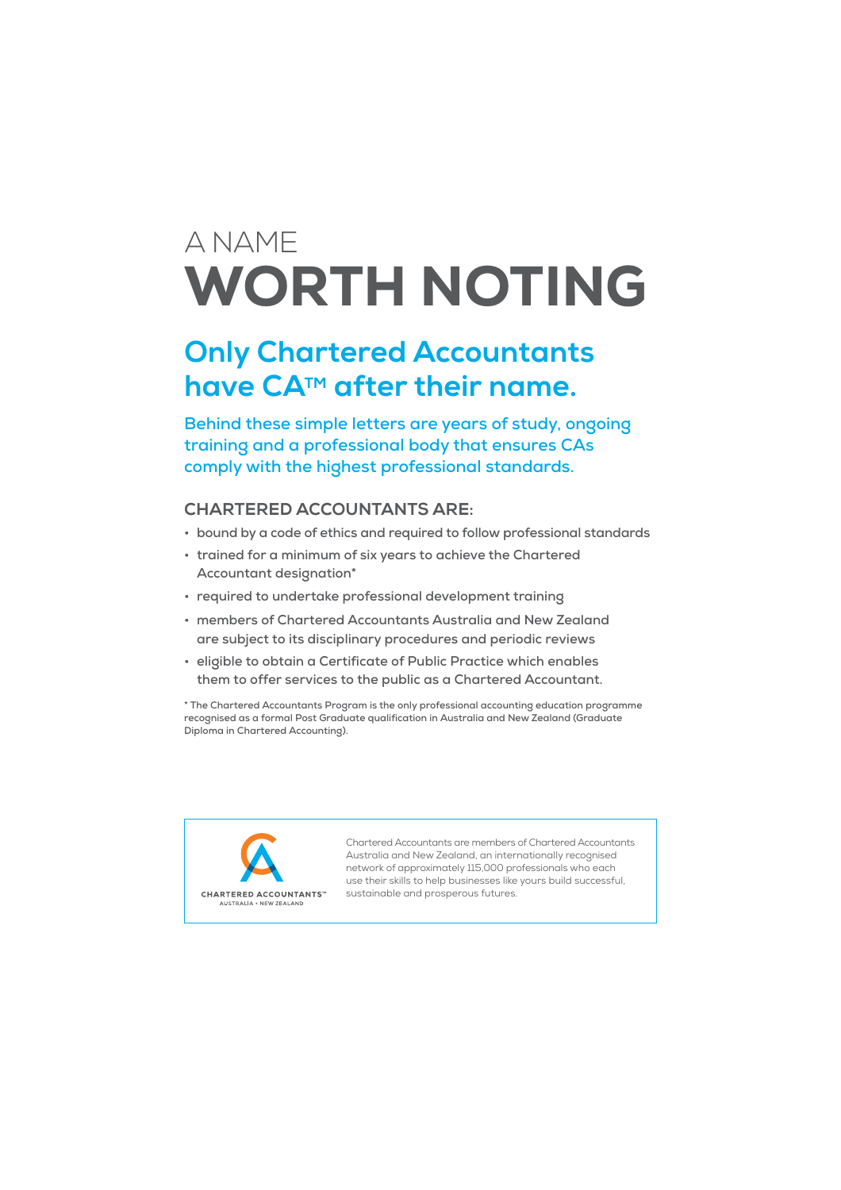# A NAME WORTH NOTING

## Only Chartered Accountants have CA™ after their name.

**Behind these simple letters are years of study, ongoing training and a professional body that ensures CAs comply with the highest professional standards.**

### CHARTERED ACCOUNTANTS ARE:

- bound by a code of ethics and required to follow professional standards
- trained for a minimum of six years to achieve the Chartered Accountant designation*
- required to undertake professional development training
- members of Chartered Accountants Australia and New Zealand are subject to its disciplinary procedures and periodic reviews
- eligible to obtain a Certificate of Public Practice which enables them to offer services to the public as a Chartered Accountant.

* The Chartered Accountants Program is the only professional accounting education programme recognised as a formal Post Graduate qualification in Australia and New Zealand (Graduate Diploma in Chartered Accounting).

CHARTERED ACCOUNTANTS™
AUSTRALIA • NEW ZEALAND

Chartered Accountants are members of Chartered Accountants Australia and New Zealand, an internationally recognised network of approximately 115,000 professionals who each use their skills to help businesses like yours build successful, sustainable and prosperous futures.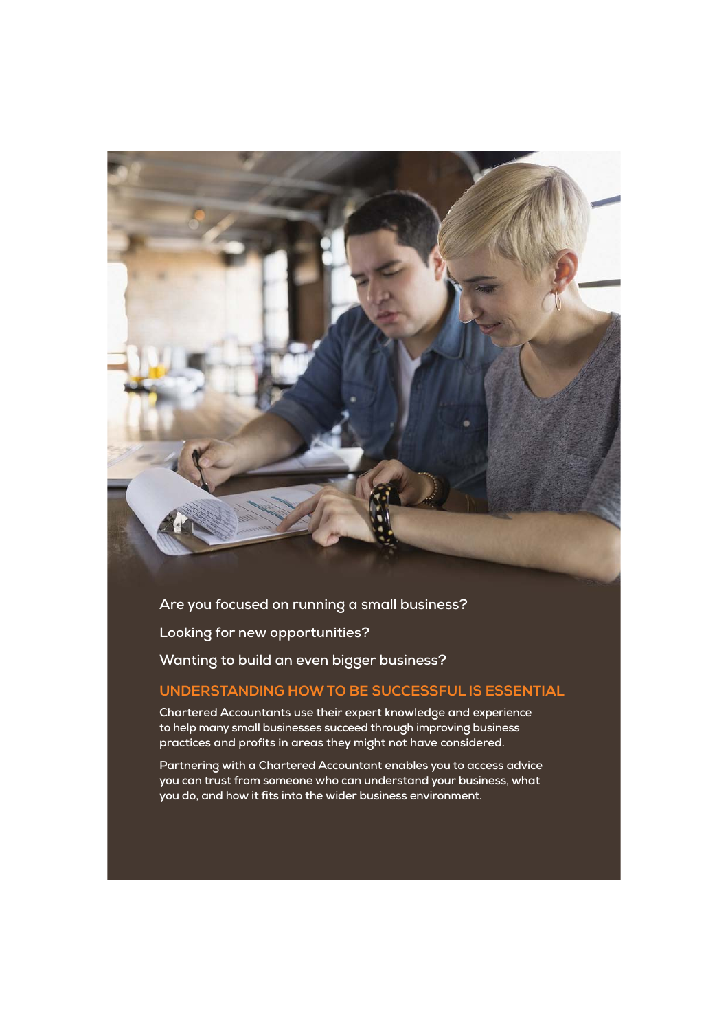Are you focused on running a small business?

Looking for new opportunities?

Wanting to build an even bigger business?

## UNDERSTANDING HOW TO BE SUCCESSFUL IS ESSENTIAL

Chartered Accountants use their expert knowledge and experience to help many small businesses succeed through improving business practices and profits in areas they might not have considered.

Partnering with a Chartered Accountant enables you to access advice you can trust from someone who can understand your business, what you do, and how it fits into the wider business environment.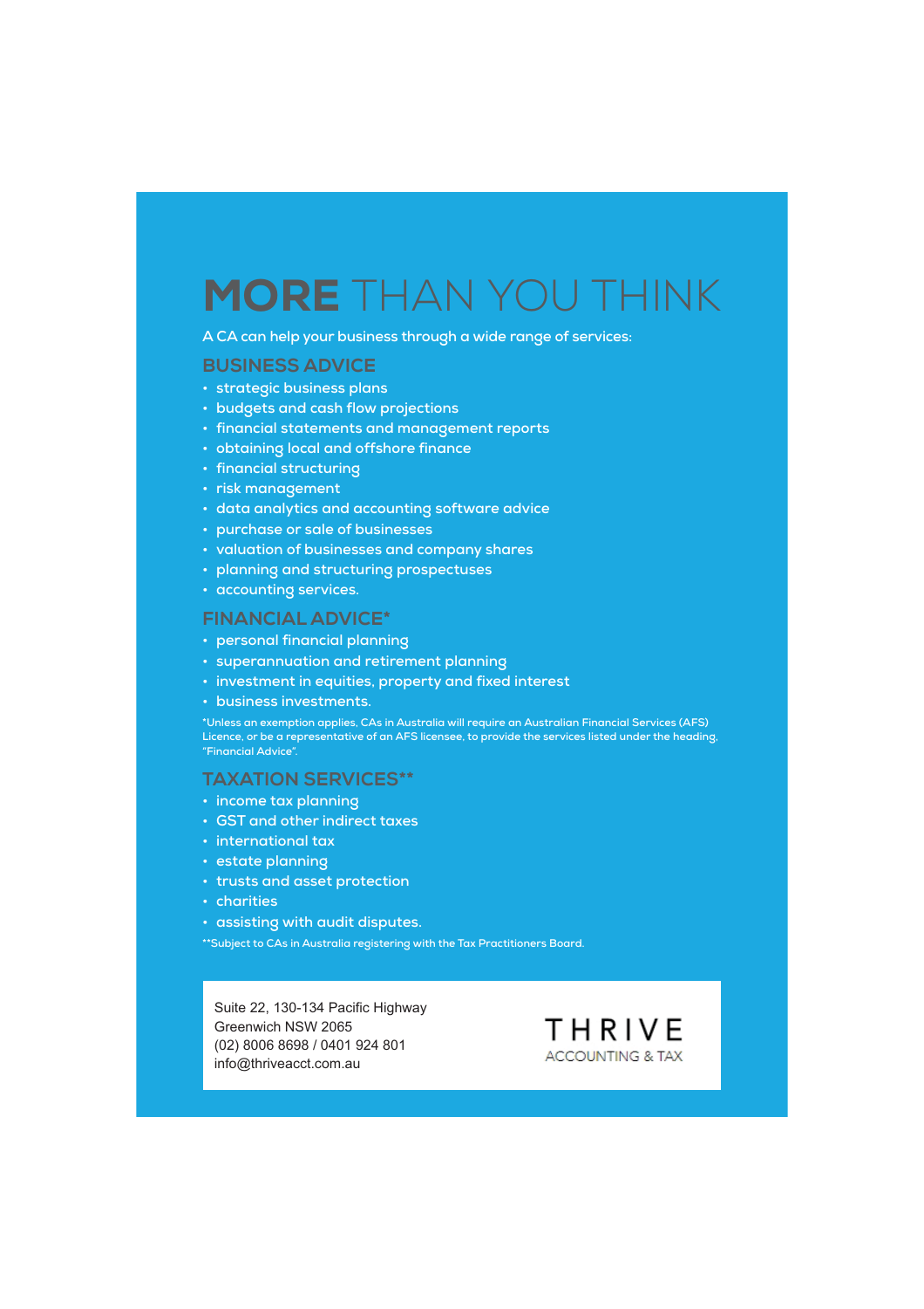# MORE THAN YOU THINK

A CA can help your business through a wide range of services:

## BUSINESS ADVICE

- strategic business plans
- budgets and cash flow projections
- financial statements and management reports
- obtaining local and offshore finance
- financial structuring
- risk management
- data analytics and accounting software advice
- purchase or sale of businesses
- valuation of businesses and company shares
- planning and structuring prospectuses
- accounting services.

## FINANCIAL ADVICE*

- personal financial planning
- superannuation and retirement planning
- investment in equities, property and fixed interest
- business investments.

*Unless an exemption applies, CAs in Australia will require an Australian Financial Services (AFS) Licence, or be a representative of an AFS licensee, to provide the services listed under the heading, "Financial Advice".

## TAXATION SERVICES**

- income tax planning
- GST and other indirect taxes
- international tax
- estate planning
- trusts and asset protection
- charities
- assisting with audit disputes.

**Subject to CAs in Australia registering with the Tax Practitioners Board.

Suite 22, 130-134 Pacific Highway
Greenwich NSW 2065
(02) 8006 8698 / 0401 924 801
info@thriveacct.com.au

THRIVE
ACCOUNTING & TAX